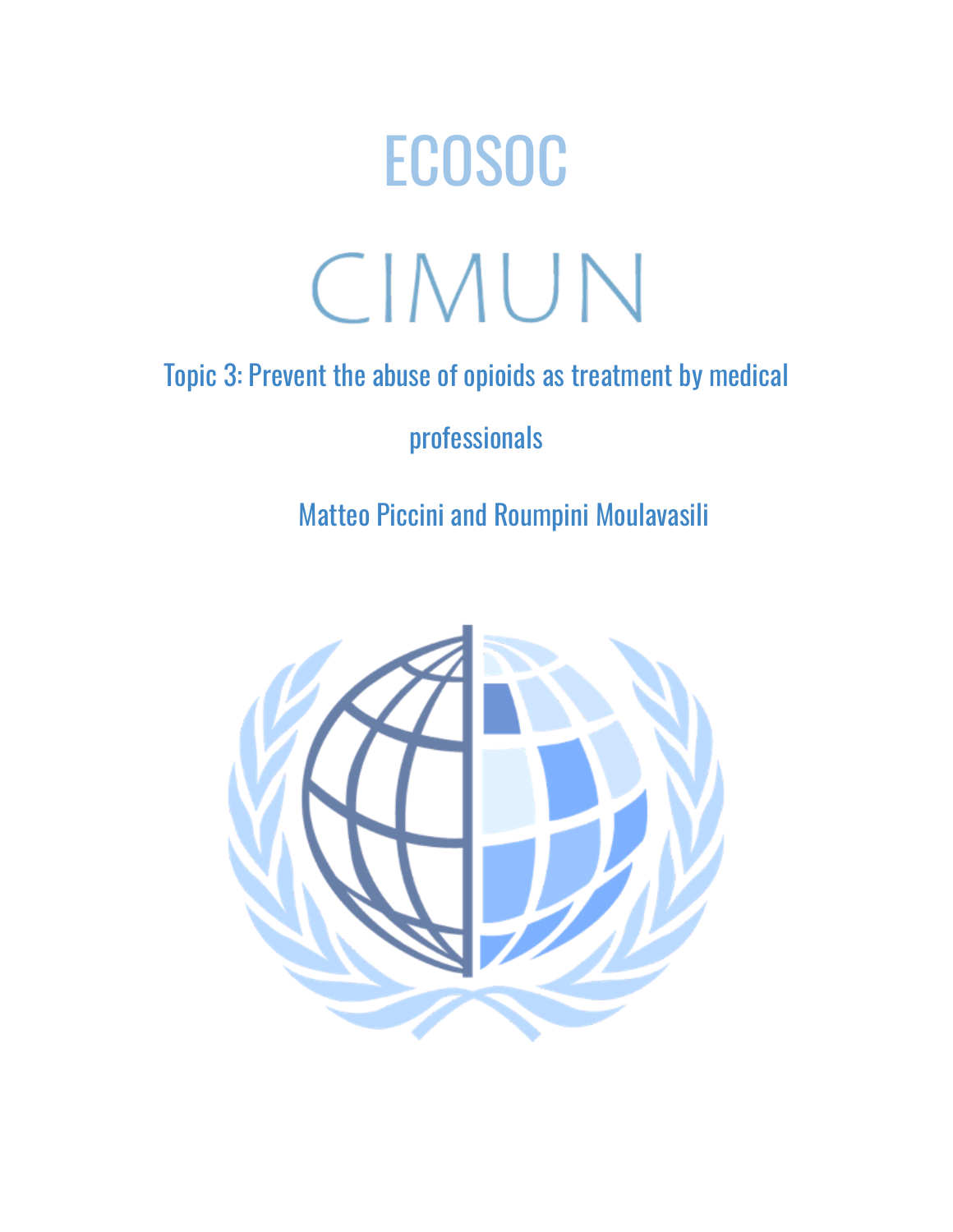# ECOSOC

# CIMUN

## Topic 3: Prevent the abuse of opioids as treatment by medical professionals

Matteo Piccini and Roumpini Moulavasili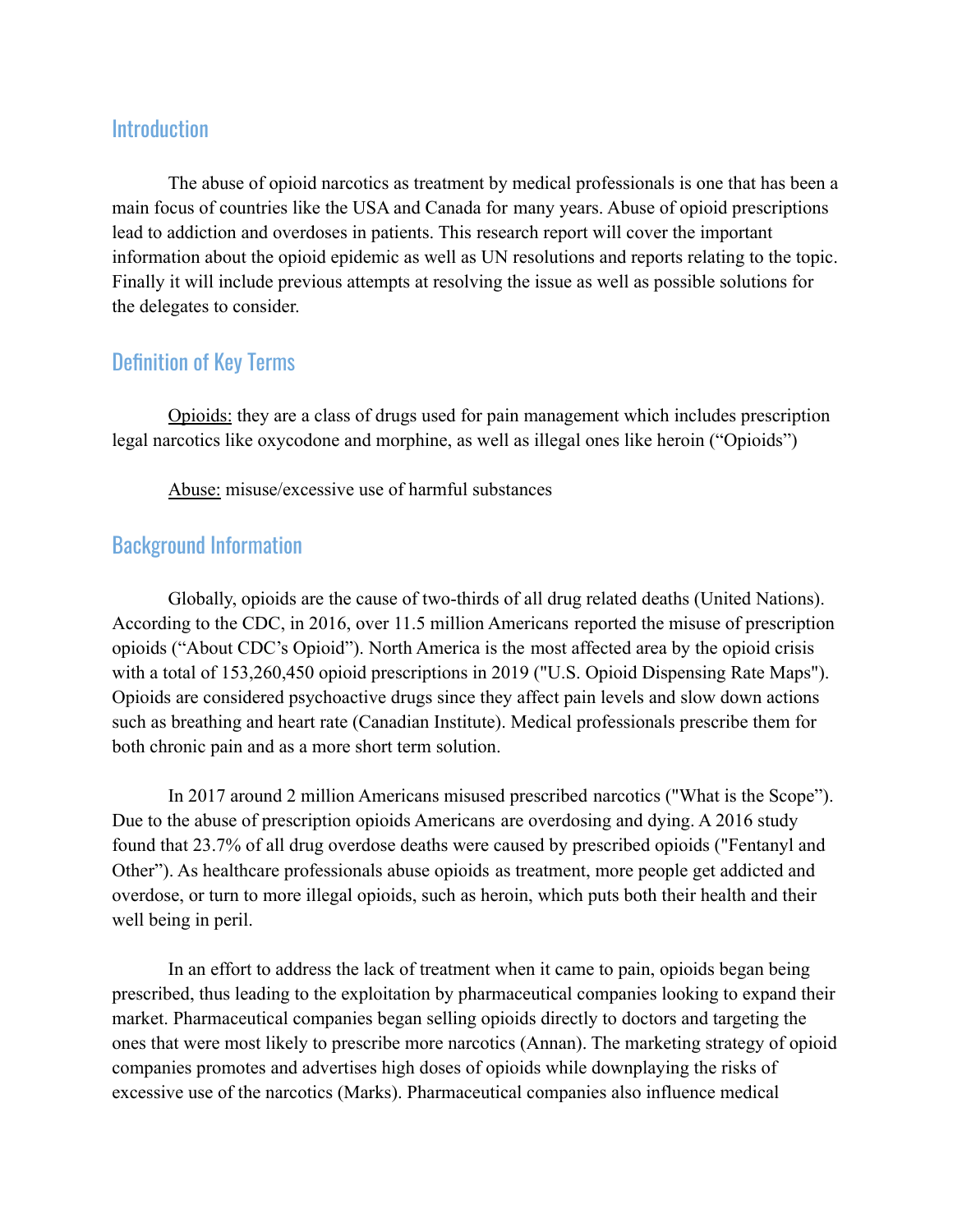## Introduction

The abuse of opioid narcotics as treatment by medical professionals is one that has been a main focus of countries like the USA and Canada for many years. Abuse of opioid prescriptions lead to addiction and overdoses in patients. This research report will cover the important information about the opioid epidemic as well as UN resolutions and reports relating to the topic. Finally it will include previous attempts at resolving the issue as well as possible solutions for the delegates to consider.

## Definition of Key Terms

Opioids: they are a class of drugs used for pain management which includes prescription legal narcotics like oxycodone and morphine, as well as illegal ones like heroin ("Opioids")

Abuse: misuse/excessive use of harmful substances

## Background Information

Globally, opioids are the cause of two-thirds of all drug related deaths (United Nations). According to the CDC, in 2016, over 11.5 million Americans reported the misuse of prescription opioids ("About CDC's Opioid"). North America is the most affected area by the opioid crisis with a total of 153,260,450 opioid prescriptions in 2019 ("U.S. Opioid Dispensing Rate Maps"). Opioids are considered psychoactive drugs since they affect pain levels and slow down actions such as breathing and heart rate (Canadian Institute). Medical professionals prescribe them for both chronic pain and as a more short term solution.

In 2017 around 2 million Americans misused prescribed narcotics ("What is the Scope"). Due to the abuse of prescription opioids Americans are overdosing and dying. A 2016 study found that 23.7% of all drug overdose deaths were caused by prescribed opioids ("Fentanyl and Other"). As healthcare professionals abuse opioids as treatment, more people get addicted and overdose, or turn to more illegal opioids, such as heroin, which puts both their health and their well being in peril.

In an effort to address the lack of treatment when it came to pain, opioids began being prescribed, thus leading to the exploitation by pharmaceutical companies looking to expand their market. Pharmaceutical companies began selling opioids directly to doctors and targeting the ones that were most likely to prescribe more narcotics (Annan). The marketing strategy of opioid companies promotes and advertises high doses of opioids while downplaying the risks of excessive use of the narcotics (Marks). Pharmaceutical companies also influence medical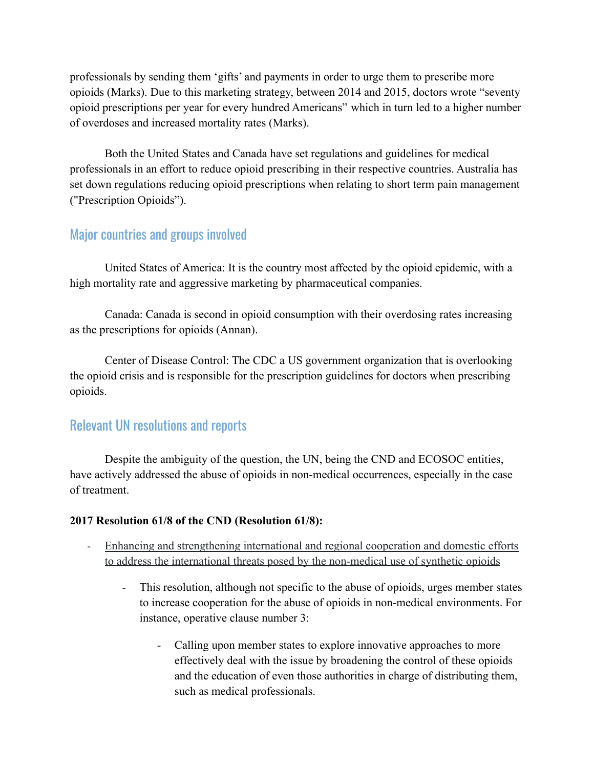professionals by sending them 'gifts' and payments in order to urge them to prescribe more opioids (Marks). Due to this marketing strategy, between 2014 and 2015, doctors wrote "seventy opioid prescriptions per year for every hundred Americans" which in turn led to a higher number of overdoses and increased mortality rates (Marks).

Both the United States and Canada have set regulations and guidelines for medical professionals in an effort to reduce opioid prescribing in their respective countries. Australia has set down regulations reducing opioid prescriptions when relating to short term pain management ("Prescription Opioids").

## Major countries and groups involved

United States of America: It is the country most affected by the opioid epidemic, with a high mortality rate and aggressive marketing by pharmaceutical companies.

Canada: Canada is second in opioid consumption with their overdosing rates increasing as the prescriptions for opioids (Annan).

Center of Disease Control: The CDC a US government organization that is overlooking the opioid crisis and is responsible for the prescription guidelines for doctors when prescribing opioids.

## Relevant UN resolutions and reports

Despite the ambiguity of the question, the UN, being the CND and ECOSOC entities, have actively addressed the abuse of opioids in non-medical occurrences, especially in the case of treatment.

**2017 Resolution 61/8 of the CND (Resolution 61/8):**

- Enhancing and strengthening international and regional cooperation and domestic efforts to address the international threats posed by the non-medical use of synthetic opioids
    - This resolution, although not specific to the abuse of opioids, urges member states to increase cooperation for the abuse of opioids in non-medical environments. For instance, operative clause number 3:
        - Calling upon member states to explore innovative approaches to more effectively deal with the issue by broadening the control of these opioids and the education of even those authorities in charge of distributing them, such as medical professionals.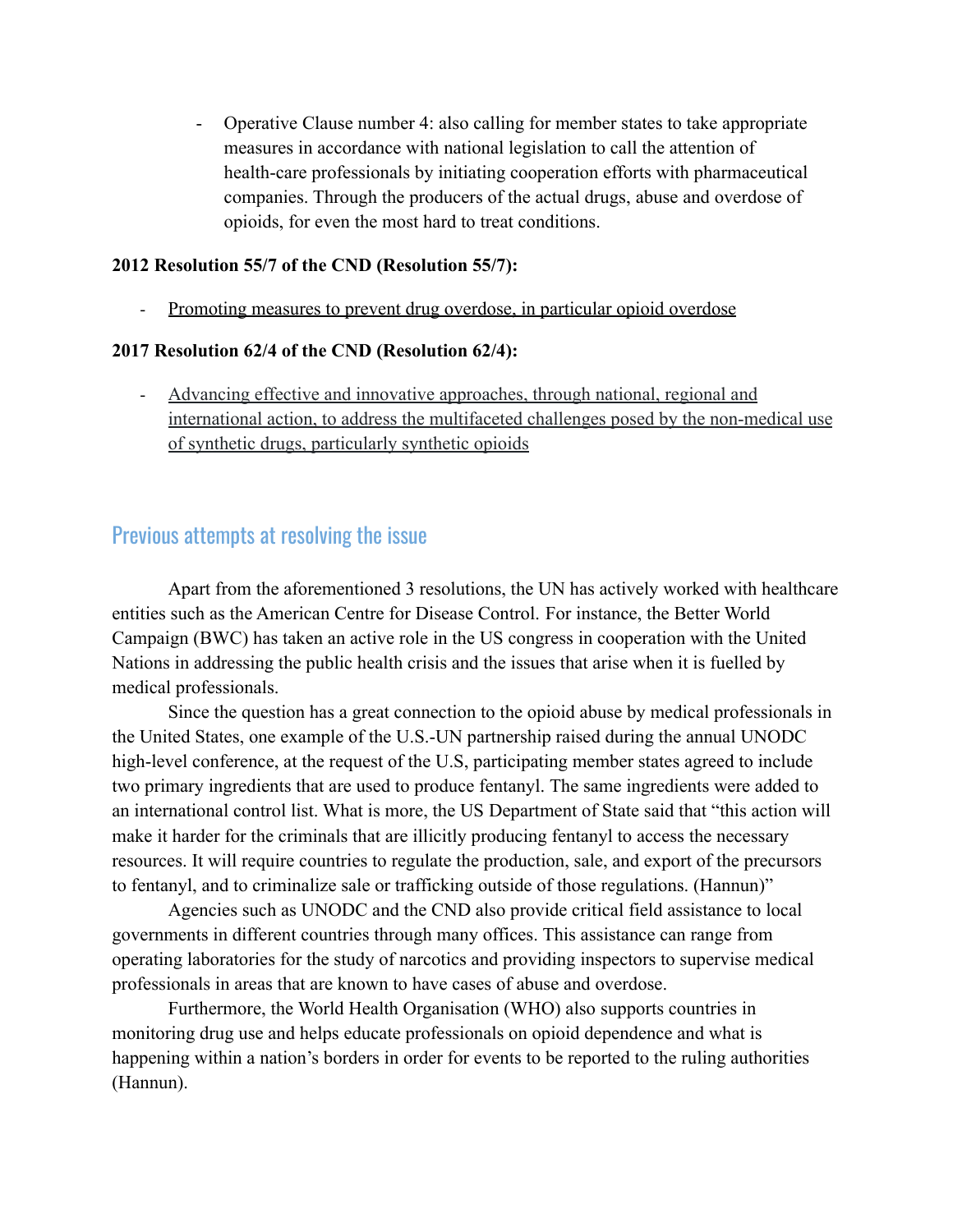- Operative Clause number 4: also calling for member states to take appropriate measures in accordance with national legislation to call the attention of health-care professionals by initiating cooperation efforts with pharmaceutical companies. Through the producers of the actual drugs, abuse and overdose of opioids, for even the most hard to treat conditions.

**2012 Resolution 55/7 of the CND (Resolution 55/7):**

- Promoting measures to prevent drug overdose, in particular opioid overdose

**2017 Resolution 62/4 of the CND (Resolution 62/4):**

- Advancing effective and innovative approaches, through national, regional and international action, to address the multifaceted challenges posed by the non-medical use of synthetic drugs, particularly synthetic opioids

## Previous attempts at resolving the issue

Apart from the aforementioned 3 resolutions, the UN has actively worked with healthcare entities such as the American Centre for Disease Control. For instance, the Better World Campaign (BWC) has taken an active role in the US congress in cooperation with the United Nations in addressing the public health crisis and the issues that arise when it is fuelled by medical professionals.

Since the question has a great connection to the opioid abuse by medical professionals in the United States, one example of the U.S.-UN partnership raised during the annual UNODC high-level conference, at the request of the U.S, participating member states agreed to include two primary ingredients that are used to produce fentanyl. The same ingredients were added to an international control list. What is more, the US Department of State said that "this action will make it harder for the criminals that are illicitly producing fentanyl to access the necessary resources. It will require countries to regulate the production, sale, and export of the precursors to fentanyl, and to criminalize sale or trafficking outside of those regulations. (Hannun)"

Agencies such as UNODC and the CND also provide critical field assistance to local governments in different countries through many offices. This assistance can range from operating laboratories for the study of narcotics and providing inspectors to supervise medical professionals in areas that are known to have cases of abuse and overdose.

Furthermore, the World Health Organisation (WHO) also supports countries in monitoring drug use and helps educate professionals on opioid dependence and what is happening within a nation's borders in order for events to be reported to the ruling authorities (Hannun).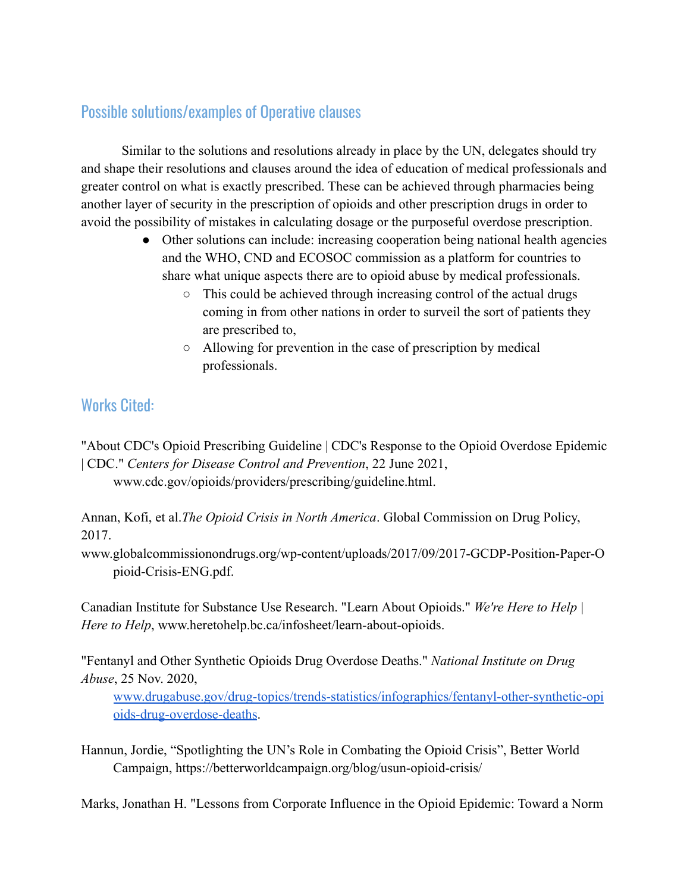## Possible solutions/examples of Operative clauses

Similar to the solutions and resolutions already in place by the UN, delegates should try and shape their resolutions and clauses around the idea of education of medical professionals and greater control on what is exactly prescribed. These can be achieved through pharmacies being another layer of security in the prescription of opioids and other prescription drugs in order to avoid the possibility of mistakes in calculating dosage or the purposeful overdose prescription.

- Other solutions can include: increasing cooperation being national health agencies and the WHO, CND and ECOSOC commission as a platform for countries to share what unique aspects there are to opioid abuse by medical professionals.
  - This could be achieved through increasing control of the actual drugs coming in from other nations in order to surveil the sort of patients they are prescribed to,
  - Allowing for prevention in the case of prescription by medical professionals.

## Works Cited:

"About CDC's Opioid Prescribing Guideline | CDC's Response to the Opioid Overdose Epidemic | CDC." *Centers for Disease Control and Prevention*, 22 June 2021, www.cdc.gov/opioids/providers/prescribing/guideline.html.

Annan, Kofi, et al.*The Opioid Crisis in North America*. Global Commission on Drug Policy, 2017. www.globalcommissionondrugs.org/wp-content/uploads/2017/09/2017-GCDP-Position-Paper-Opioid-Crisis-ENG.pdf.

Canadian Institute for Substance Use Research. "Learn About Opioids." *We're Here to Help | Here to Help*, www.heretohelp.bc.ca/infosheet/learn-about-opioids.

"Fentanyl and Other Synthetic Opioids Drug Overdose Deaths." *National Institute on Drug Abuse*, 25 Nov. 2020, [www.drugabuse.gov/drug-topics/trends-statistics/infographics/fentanyl-other-synthetic-opioids-drug-overdose-deaths](www.drugabuse.gov/drug-topics/trends-statistics/infographics/fentanyl-other-synthetic-opioids-drug-overdose-deaths).

Hannun, Jordie, "Spotlighting the UN's Role in Combating the Opioid Crisis", Better World Campaign, https://betterworldcampaign.org/blog/usun-opioid-crisis/

Marks, Jonathan H. "Lessons from Corporate Influence in the Opioid Epidemic: Toward a Norm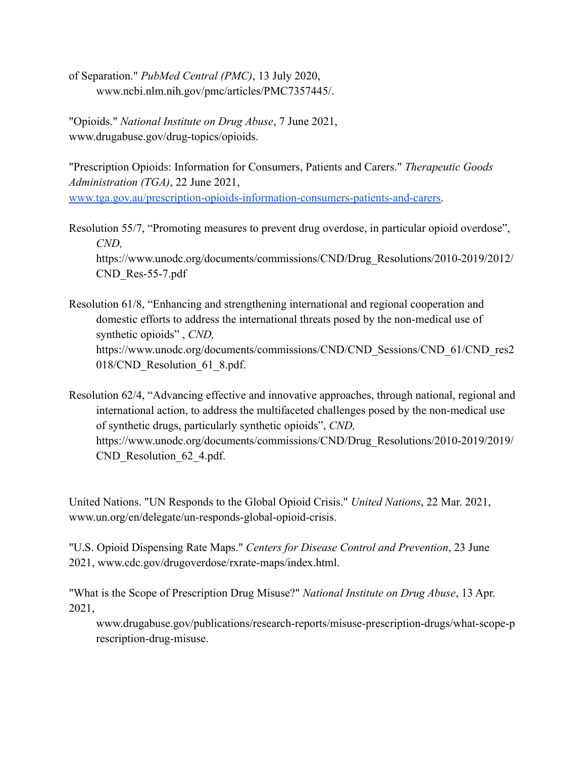of Separation." *PubMed Central (PMC)*, 13 July 2020, www.ncbi.nlm.nih.gov/pmc/articles/PMC7357445/.

"Opioids." *National Institute on Drug Abuse*, 7 June 2021, www.drugabuse.gov/drug-topics/opioids.

"Prescription Opioids: Information for Consumers, Patients and Carers." *Therapeutic Goods Administration (TGA)*, 22 June 2021, [www.tga.gov.au/prescription-opioids-information-consumers-patients-and-carers](www.tga.gov.au/prescription-opioids-information-consumers-patients-and-carers).

Resolution 55/7, "Promoting measures to prevent drug overdose, in particular opioid overdose", *CND,* https://www.unodc.org/documents/commissions/CND/Drug_Resolutions/2010-2019/2012/CND_Res-55-7.pdf

Resolution 61/8, "Enhancing and strengthening international and regional cooperation and domestic efforts to address the international threats posed by the non-medical use of synthetic opioids" , *CND,* https://www.unodc.org/documents/commissions/CND/CND_Sessions/CND_61/CND_res2018/CND_Resolution_61_8.pdf.

Resolution 62/4, "Advancing effective and innovative approaches, through national, regional and international action, to address the multifaceted challenges posed by the non-medical use of synthetic drugs, particularly synthetic opioids", *CND,* https://www.unodc.org/documents/commissions/CND/Drug_Resolutions/2010-2019/2019/CND_Resolution_62_4.pdf.

United Nations. "UN Responds to the Global Opioid Crisis." *United Nations*, 22 Mar. 2021, www.un.org/en/delegate/un-responds-global-opioid-crisis.

"U.S. Opioid Dispensing Rate Maps." *Centers for Disease Control and Prevention*, 23 June 2021, www.cdc.gov/drugoverdose/rxrate-maps/index.html.

"What is the Scope of Prescription Drug Misuse?" *National Institute on Drug Abuse*, 13 Apr. 2021, www.drugabuse.gov/publications/research-reports/misuse-prescription-drugs/what-scope-prescription-drug-misuse.